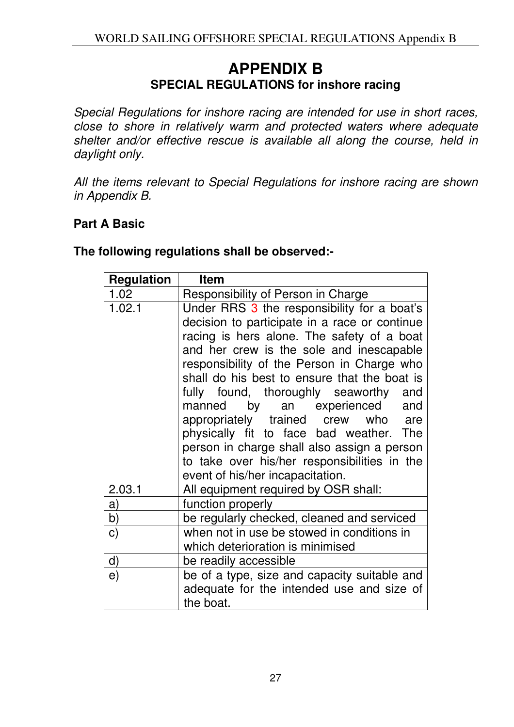# APPENDIX B

## SPECIAL REGULATIONS for inshore racing

*Special Regulations for inshore racing are intended for use in short races, close to shore in relatively warm and protected waters where adequate shelter and/or effective rescue is available all along the course, held in daylight only.*

*All the items relevant to Special Regulations for inshore racing are shown in Appendix B.*

### Part A Basic

**The following regulations shall be observed:-**

| Regulation | Item |
|---|---|
| 1.02 | Responsibility of Person in Charge |
| 1.02.1 | Under RRS 3 the responsibility for a boat's decision to participate in a race or continue racing is hers alone. The safety of a boat and her crew is the sole and inescapable responsibility of the Person in Charge who shall do his best to ensure that the boat is fully found, thoroughly seaworthy and manned by an experienced and appropriately trained crew who are physically fit to face bad weather. The person in charge shall also assign a person to take over his/her responsibilities in the event of his/her incapacitation. |
| 2.03.1 | All equipment required by OSR shall: |
| a) | function properly |
| b) | be regularly checked, cleaned and serviced |
| c) | when not in use be stowed in conditions in which deterioration is minimised |
| d) | be readily accessible |
| e) | be of a type, size and capacity suitable and adequate for the intended use and size of the boat. |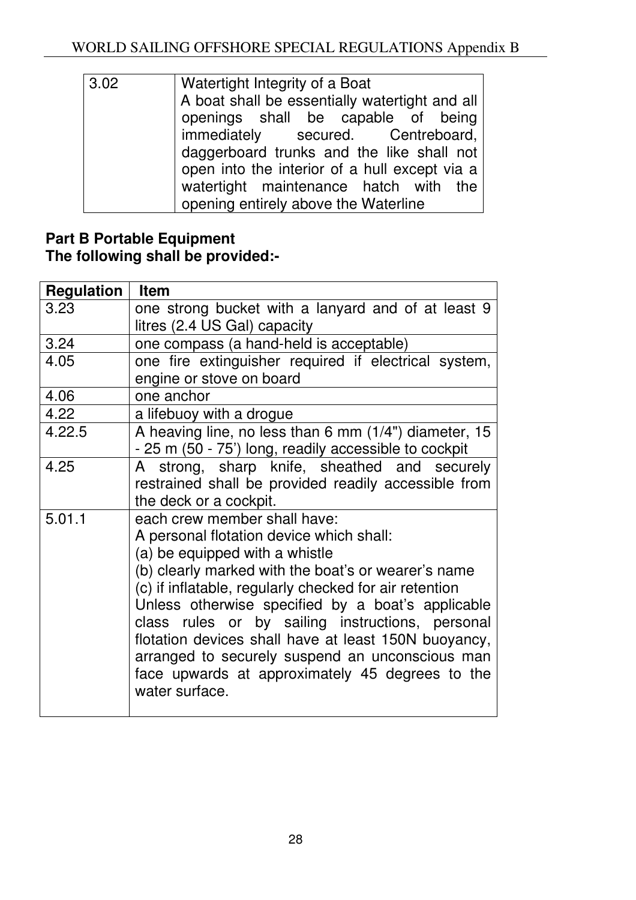| | |
|---|---|
| 3.02 | Watertight Integrity of a Boat<br>A boat shall be essentially watertight and all openings shall be capable of being immediately secured. Centreboard, daggerboard trunks and the like shall not open into the interior of a hull except via a watertight maintenance hatch with the opening entirely above the Waterline |

**Part B Portable Equipment**
**The following shall be provided:-**

| Regulation | Item |
|---|---|
| 3.23 | one strong bucket with a lanyard and of at least 9 litres (2.4 US Gal) capacity |
| 3.24 | one compass (a hand-held is acceptable) |
| 4.05 | one fire extinguisher required if electrical system, engine or stove on board |
| 4.06 | one anchor |
| 4.22 | a lifebuoy with a drogue |
| 4.22.5 | A heaving line, no less than 6 mm (1/4") diameter, 15 - 25 m (50 - 75') long, readily accessible to cockpit |
| 4.25 | A strong, sharp knife, sheathed and securely restrained shall be provided readily accessible from the deck or a cockpit. |
| 5.01.1 | each crew member shall have:<br>A personal flotation device which shall:<br>(a) be equipped with a whistle<br>(b) clearly marked with the boat's or wearer's name<br>(c) if inflatable, regularly checked for air retention<br>Unless otherwise specified by a boat's applicable class rules or by sailing instructions, personal flotation devices shall have at least 150N buoyancy, arranged to securely suspend an unconscious man face upwards at approximately 45 degrees to the water surface. |